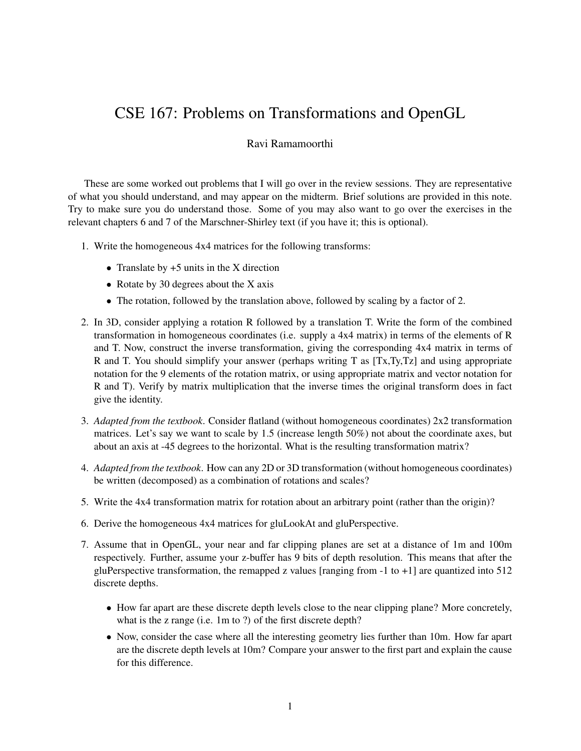# CSE 167: Problems on Transformations and OpenGL

Ravi Ramamoorthi

These are some worked out problems that I will go over in the review sessions. They are representative of what you should understand, and may appear on the midterm. Brief solutions are provided in this note. Try to make sure you do understand those. Some of you may also want to go over the exercises in the relevant chapters 6 and 7 of the Marschner-Shirley text (if you have it; this is optional).

1. Write the homogeneous 4x4 matrices for the following transforms:
   - Translate by +5 units in the X direction
   - Rotate by 30 degrees about the X axis
   - The rotation, followed by the translation above, followed by scaling by a factor of 2.

2. In 3D, consider applying a rotation R followed by a translation T. Write the form of the combined transformation in homogeneous coordinates (i.e. supply a 4x4 matrix) in terms of the elements of R and T. Now, construct the inverse transformation, giving the corresponding 4x4 matrix in terms of R and T. You should simplify your answer (perhaps writing T as [Tx,Ty,Tz] and using appropriate notation for the 9 elements of the rotation matrix, or using appropriate matrix and vector notation for R and T). Verify by matrix multiplication that the inverse times the original transform does in fact give the identity.

3. *Adapted from the textbook*. Consider flatland (without homogeneous coordinates) 2x2 transformation matrices. Let's say we want to scale by 1.5 (increase length 50%) not about the coordinate axes, but about an axis at -45 degrees to the horizontal. What is the resulting transformation matrix?

4. *Adapted from the textbook*. How can any 2D or 3D transformation (without homogeneous coordinates) be written (decomposed) as a combination of rotations and scales?

5. Write the 4x4 transformation matrix for rotation about an arbitrary point (rather than the origin)?

6. Derive the homogeneous 4x4 matrices for gluLookAt and gluPerspective.

7. Assume that in OpenGL, your near and far clipping planes are set at a distance of 1m and 100m respectively. Further, assume your z-buffer has 9 bits of depth resolution. This means that after the gluPerspective transformation, the remapped z values [ranging from -1 to +1] are quantized into 512 discrete depths.
   - How far apart are these discrete depth levels close to the near clipping plane? More concretely, what is the z range (i.e. 1m to ?) of the first discrete depth?
   - Now, consider the case where all the interesting geometry lies further than 10m. How far apart are the discrete depth levels at 10m? Compare your answer to the first part and explain the cause for this difference.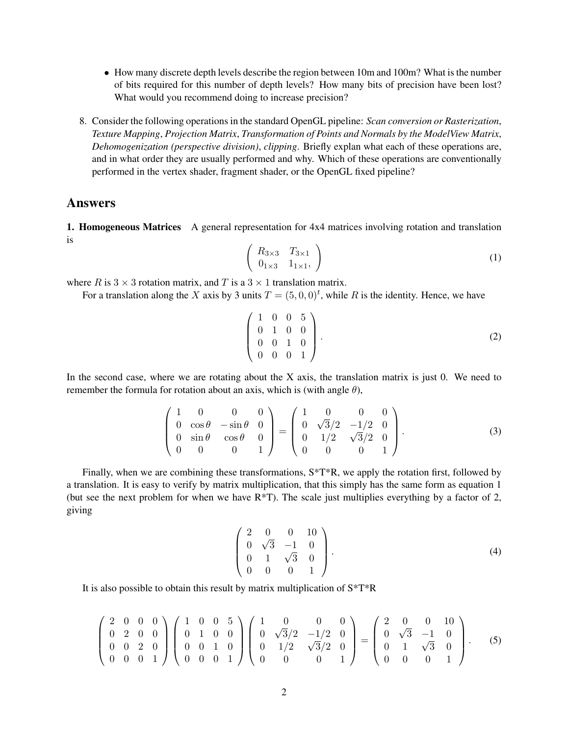- How many discrete depth levels describe the region between 10m and 100m? What is the number of bits required for this number of depth levels? How many bits of precision have been lost? What would you recommend doing to increase precision?

8. Consider the following operations in the standard OpenGL pipeline: *Scan conversion or Rasterization*, *Texture Mapping*, *Projection Matrix*, *Transformation of Points and Normals by the ModelView Matrix*, *Dehomogenization (perspective division)*, *clipping*. Briefly explan what each of these operations are, and in what order they are usually performed and why. Which of these operations are conventionally performed in the vertex shader, fragment shader, or the OpenGL fixed pipeline?

## Answers

**1. Homogeneous Matrices** A general representation for 4x4 matrices involving rotation and translation is

$$\begin{pmatrix} R_{3\times 3} & T_{3\times 1} \\ 0_{1\times 3} & 1_{1\times 1}, \end{pmatrix} \tag{1}$$

where $R$ is $3 \times 3$ rotation matrix, and $T$ is a $3 \times 1$ translation matrix.

For a translation along the $X$ axis by 3 units $T = (5, 0, 0)^t$, while $R$ is the identity. Hence, we have

$$\begin{pmatrix} 1 & 0 & 0 & 5 \\ 0 & 1 & 0 & 0 \\ 0 & 0 & 1 & 0 \\ 0 & 0 & 0 & 1 \end{pmatrix}. \tag{2}$$

In the second case, where we are rotating about the X axis, the translation matrix is just 0. We need to remember the formula for rotation about an axis, which is (with angle $\theta$),

$$\begin{pmatrix} 1 & 0 & 0 & 0 \\ 0 & \cos\theta & -\sin\theta & 0 \\ 0 & \sin\theta & \cos\theta & 0 \\ 0 & 0 & 0 & 1 \end{pmatrix} = \begin{pmatrix} 1 & 0 & 0 & 0 \\ 0 & \sqrt{3}/2 & -1/2 & 0 \\ 0 & 1/2 & \sqrt{3}/2 & 0 \\ 0 & 0 & 0 & 1 \end{pmatrix}. \tag{3}$$

Finally, when we are combining these transformations, S*T*R, we apply the rotation first, followed by a translation. It is easy to verify by matrix multiplication, that this simply has the same form as equation 1 (but see the next problem for when we have R*T). The scale just multiplies everything by a factor of 2, giving

$$\begin{pmatrix} 2 & 0 & 0 & 10 \\ 0 & \sqrt{3} & -1 & 0 \\ 0 & 1 & \sqrt{3} & 0 \\ 0 & 0 & 0 & 1 \end{pmatrix}. \tag{4}$$

It is also possible to obtain this result by matrix multiplication of S*T*R

$$\begin{pmatrix} 2 & 0 & 0 & 0 \\ 0 & 2 & 0 & 0 \\ 0 & 0 & 2 & 0 \\ 0 & 0 & 0 & 1 \end{pmatrix} \begin{pmatrix} 1 & 0 & 0 & 5 \\ 0 & 1 & 0 & 0 \\ 0 & 0 & 1 & 0 \\ 0 & 0 & 0 & 1 \end{pmatrix} \begin{pmatrix} 1 & 0 & 0 & 0 \\ 0 & \sqrt{3}/2 & -1/2 & 0 \\ 0 & 1/2 & \sqrt{3}/2 & 0 \\ 0 & 0 & 0 & 1 \end{pmatrix} = \begin{pmatrix} 2 & 0 & 0 & 10 \\ 0 & \sqrt{3} & -1 & 0 \\ 0 & 1 & \sqrt{3} & 0 \\ 0 & 0 & 0 & 1 \end{pmatrix}. \tag{5}$$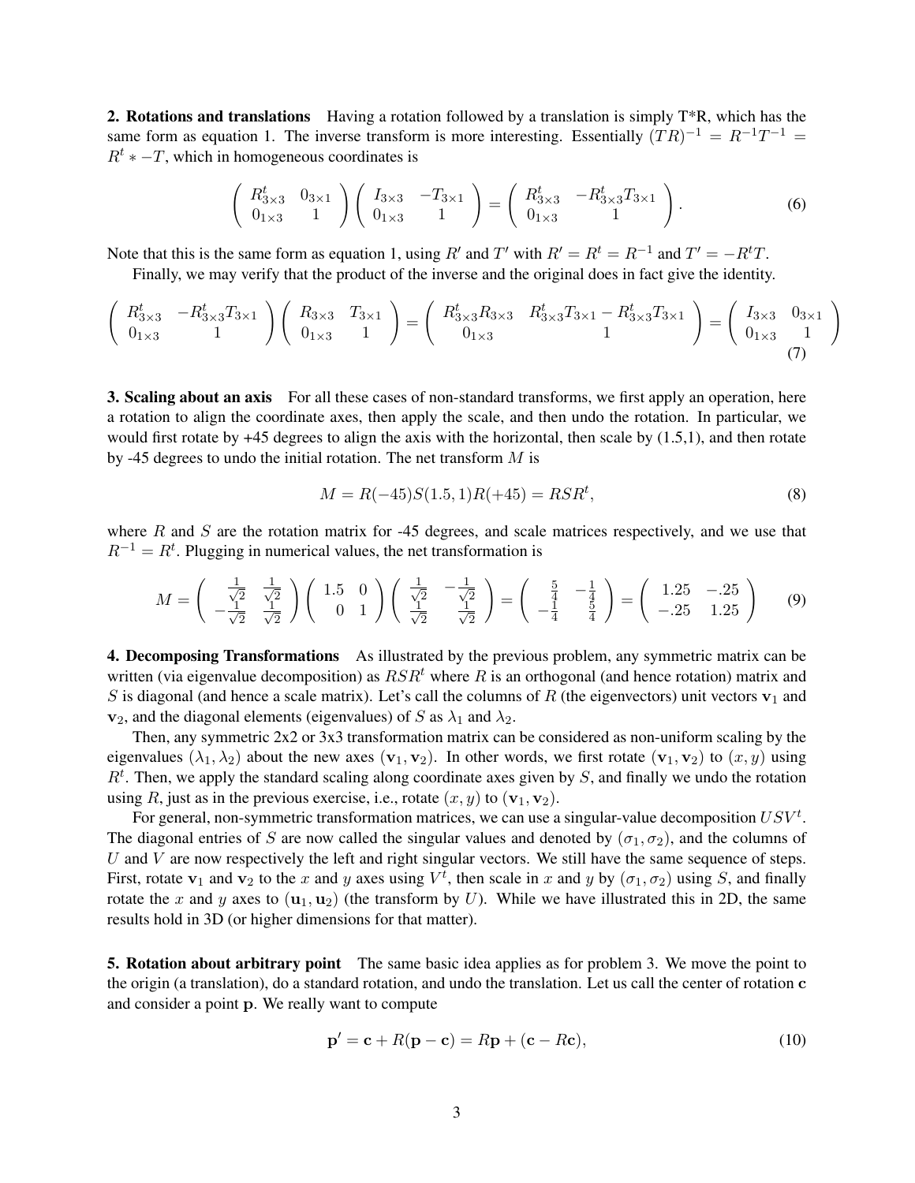**2. Rotations and translations** Having a rotation followed by a translation is simply T*R, which has the same form as equation 1. The inverse transform is more interesting. Essentially $(TR)^{-1} = R^{-1}T^{-1} = R^t * -T$, which in homogeneous coordinates is

$$\begin{pmatrix} R^t_{3\times 3} & 0_{3\times 1} \\ 0_{1\times 3} & 1 \end{pmatrix} \begin{pmatrix} I_{3\times 3} & -T_{3\times 1} \\ 0_{1\times 3} & 1 \end{pmatrix} = \begin{pmatrix} R^t_{3\times 3} & -R^t_{3\times 3}T_{3\times 1} \\ 0_{1\times 3} & 1 \end{pmatrix}. \tag{6}$$

Note that this is the same form as equation 1, using $R'$ and $T'$ with $R' = R^t = R^{-1}$ and $T' = -R^tT$.

Finally, we may verify that the product of the inverse and the original does in fact give the identity.

$$\begin{pmatrix} R^t_{3\times 3} & -R^t_{3\times 3}T_{3\times 1} \\ 0_{1\times 3} & 1 \end{pmatrix} \begin{pmatrix} R_{3\times 3} & T_{3\times 1} \\ 0_{1\times 3} & 1 \end{pmatrix} = \begin{pmatrix} R^t_{3\times 3}R_{3\times 3} & R^t_{3\times 3}T_{3\times 1} - R^t_{3\times 3}T_{3\times 1} \\ 0_{1\times 3} & 1 \end{pmatrix} = \begin{pmatrix} I_{3\times 3} & 0_{3\times 1} \\ 0_{1\times 3} & 1 \end{pmatrix} \tag{7}$$

**3. Scaling about an axis** For all these cases of non-standard transforms, we first apply an operation, here a rotation to align the coordinate axes, then apply the scale, and then undo the rotation. In particular, we would first rotate by +45 degrees to align the axis with the horizontal, then scale by (1.5,1), and then rotate by -45 degrees to undo the initial rotation. The net transform $M$ is

$$M = R(-45)S(1.5, 1)R(+45) = RSR^t, \tag{8}$$

where $R$ and $S$ are the rotation matrix for -45 degrees, and scale matrices respectively, and we use that $R^{-1} = R^t$. Plugging in numerical values, the net transformation is

$$M = \begin{pmatrix} \frac{1}{\sqrt{2}} & \frac{1}{\sqrt{2}} \\ -\frac{1}{\sqrt{2}} & \frac{1}{\sqrt{2}} \end{pmatrix} \begin{pmatrix} 1.5 & 0 \\ 0 & 1 \end{pmatrix} \begin{pmatrix} \frac{1}{\sqrt{2}} & -\frac{1}{\sqrt{2}} \\ \frac{1}{\sqrt{2}} & \frac{1}{\sqrt{2}} \end{pmatrix} = \begin{pmatrix} \frac{5}{4} & -\frac{1}{4} \\ -\frac{1}{4} & \frac{5}{4} \end{pmatrix} = \begin{pmatrix} 1.25 & -.25 \\ -.25 & 1.25 \end{pmatrix} \tag{9}$$

**4. Decomposing Transformations** As illustrated by the previous problem, any symmetric matrix can be written (via eigenvalue decomposition) as $RSR^t$ where $R$ is an orthogonal (and hence rotation) matrix and $S$ is diagonal (and hence a scale matrix). Let's call the columns of $R$ (the eigenvectors) unit vectors $\mathbf{v}_1$ and $\mathbf{v}_2$, and the diagonal elements (eigenvalues) of $S$ as $\lambda_1$ and $\lambda_2$.

Then, any symmetric 2x2 or 3x3 transformation matrix can be considered as non-uniform scaling by the eigenvalues $(\lambda_1, \lambda_2)$ about the new axes $(\mathbf{v}_1, \mathbf{v}_2)$. In other words, we first rotate $(\mathbf{v}_1, \mathbf{v}_2)$ to $(x, y)$ using $R^t$. Then, we apply the standard scaling along coordinate axes given by $S$, and finally we undo the rotation using $R$, just as in the previous exercise, i.e., rotate $(x, y)$ to $(\mathbf{v}_1, \mathbf{v}_2)$.

For general, non-symmetric transformation matrices, we can use a singular-value decomposition $USV^t$. The diagonal entries of $S$ are now called the singular values and denoted by $(\sigma_1, \sigma_2)$, and the columns of $U$ and $V$ are now respectively the left and right singular vectors. We still have the same sequence of steps. First, rotate $\mathbf{v}_1$ and $\mathbf{v}_2$ to the $x$ and $y$ axes using $V^t$, then scale in $x$ and $y$ by $(\sigma_1, \sigma_2)$ using $S$, and finally rotate the $x$ and $y$ axes to $(\mathbf{u}_1, \mathbf{u}_2)$ (the transform by $U$). While we have illustrated this in 2D, the same results hold in 3D (or higher dimensions for that matter).

**5. Rotation about arbitrary point** The same basic idea applies as for problem 3. We move the point to the origin (a translation), do a standard rotation, and undo the translation. Let us call the center of rotation $\mathbf{c}$ and consider a point $\mathbf{p}$. We really want to compute

$$\mathbf{p}' = \mathbf{c} + R(\mathbf{p} - \mathbf{c}) = R\mathbf{p} + (\mathbf{c} - R\mathbf{c}), \tag{10}$$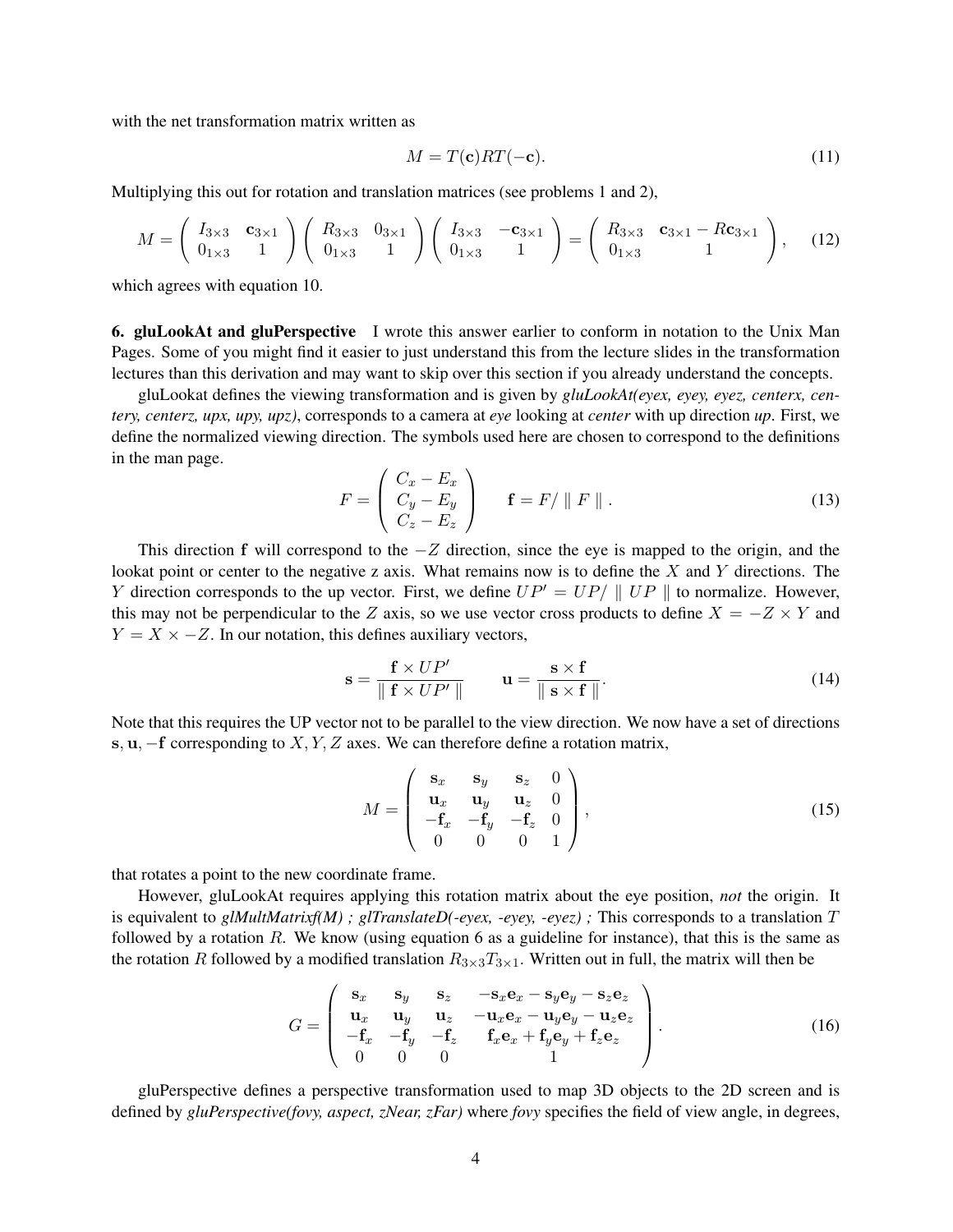with the net transformation matrix written as

$$M = T(\mathbf{c})RT(-\mathbf{c}). \tag{11}$$

Multiplying this out for rotation and translation matrices (see problems 1 and 2),

$$M = \begin{pmatrix} I_{3\times 3} & \mathbf{c}_{3\times 1} \\ 0_{1\times 3} & 1 \end{pmatrix} \begin{pmatrix} R_{3\times 3} & 0_{3\times 1} \\ 0_{1\times 3} & 1 \end{pmatrix} \begin{pmatrix} I_{3\times 3} & -\mathbf{c}_{3\times 1} \\ 0_{1\times 3} & 1 \end{pmatrix} = \begin{pmatrix} R_{3\times 3} & \mathbf{c}_{3\times 1} - R\mathbf{c}_{3\times 1} \\ 0_{1\times 3} & 1 \end{pmatrix}, \tag{12}$$

which agrees with equation 10.

**6. gluLookAt and gluPerspective** I wrote this answer earlier to conform in notation to the Unix Man Pages. Some of you might find it easier to just understand this from the lecture slides in the transformation lectures than this derivation and may want to skip over this section if you already understand the concepts.

gluLookat defines the viewing transformation and is given by *gluLookAt(eyex, eyey, eyez, centerx, centery, centerz, upx, upy, upz)*, corresponds to a camera at *eye* looking at *center* with up direction *up*. First, we define the normalized viewing direction. The symbols used here are chosen to correspond to the definitions in the man page.

$$F = \begin{pmatrix} C_x - E_x \\ C_y - E_y \\ C_z - E_z \end{pmatrix} \qquad \mathbf{f} = F / \parallel F \parallel . \tag{13}$$

This direction $\mathbf{f}$ will correspond to the $-Z$ direction, since the eye is mapped to the origin, and the lookat point or center to the negative z axis. What remains now is to define the $X$ and $Y$ directions. The $Y$ direction corresponds to the up vector. First, we define $UP' = UP / \parallel UP \parallel$ to normalize. However, this may not be perpendicular to the $Z$ axis, so we use vector cross products to define $X = -Z \times Y$ and $Y = X \times -Z$. In our notation, this defines auxiliary vectors,

$$\mathbf{s} = \frac{\mathbf{f} \times UP'}{\parallel \mathbf{f} \times UP' \parallel} \qquad \mathbf{u} = \frac{\mathbf{s} \times \mathbf{f}}{\parallel \mathbf{s} \times \mathbf{f} \parallel}. \tag{14}$$

Note that this requires the UP vector not to be parallel to the view direction. We now have a set of directions $\mathbf{s}, \mathbf{u}, -\mathbf{f}$ corresponding to $X, Y, Z$ axes. We can therefore define a rotation matrix,

$$M = \begin{pmatrix} \mathbf{s}_x & \mathbf{s}_y & \mathbf{s}_z & 0 \\ \mathbf{u}_x & \mathbf{u}_y & \mathbf{u}_z & 0 \\ -\mathbf{f}_x & -\mathbf{f}_y & -\mathbf{f}_z & 0 \\ 0 & 0 & 0 & 1 \end{pmatrix}, \tag{15}$$

that rotates a point to the new coordinate frame.

However, gluLookAt requires applying this rotation matrix about the eye position, *not* the origin. It is equivalent to *glMultMatrixf(M) ; glTranslateD(-eyex, -eyey, -eyez) ;* This corresponds to a translation $T$ followed by a rotation $R$. We know (using equation 6 as a guideline for instance), that this is the same as the rotation $R$ followed by a modified translation $R_{3\times 3}T_{3\times 1}$. Written out in full, the matrix will then be

$$G = \begin{pmatrix} \mathbf{s}_x & \mathbf{s}_y & \mathbf{s}_z & -\mathbf{s}_x\mathbf{e}_x - \mathbf{s}_y\mathbf{e}_y - \mathbf{s}_z\mathbf{e}_z \\ \mathbf{u}_x & \mathbf{u}_y & \mathbf{u}_z & -\mathbf{u}_x\mathbf{e}_x - \mathbf{u}_y\mathbf{e}_y - \mathbf{u}_z\mathbf{e}_z \\ -\mathbf{f}_x & -\mathbf{f}_y & -\mathbf{f}_z & \mathbf{f}_x\mathbf{e}_x + \mathbf{f}_y\mathbf{e}_y + \mathbf{f}_z\mathbf{e}_z \\ 0 & 0 & 0 & 1 \end{pmatrix}. \tag{16}$$

gluPerspective defines a perspective transformation used to map 3D objects to the 2D screen and is defined by *gluPerspective(fovy, aspect, zNear, zFar)* where *fovy* specifies the field of view angle, in degrees,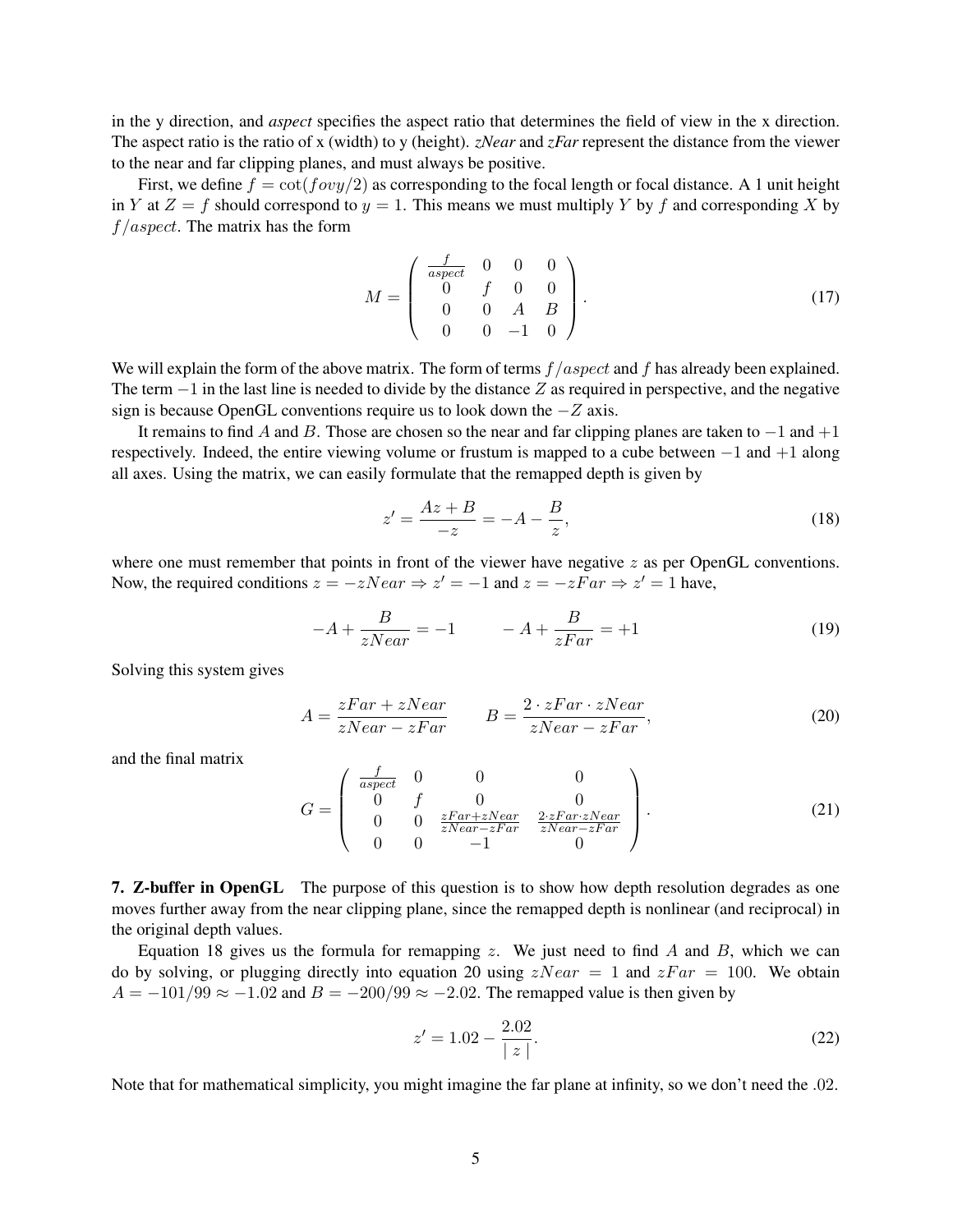in the y direction, and *aspect* specifies the aspect ratio that determines the field of view in the x direction. The aspect ratio is the ratio of x (width) to y (height). *zNear* and *zFar* represent the distance from the viewer to the near and far clipping planes, and must always be positive.

First, we define $f = \cot(fovy/2)$ as corresponding to the focal length or focal distance. A 1 unit height in $Y$ at $Z = f$ should correspond to $y = 1$. This means we must multiply $Y$ by $f$ and corresponding $X$ by $f/aspect$. The matrix has the form

$$M = \begin{pmatrix} \frac{f}{aspect} & 0 & 0 & 0 \\ 0 & f & 0 & 0 \\ 0 & 0 & A & B \\ 0 & 0 & -1 & 0 \end{pmatrix}. \tag{17}$$

We will explain the form of the above matrix. The form of terms $f/aspect$ and $f$ has already been explained. The term $-1$ in the last line is needed to divide by the distance $Z$ as required in perspective, and the negative sign is because OpenGL conventions require us to look down the $-Z$ axis.

It remains to find $A$ and $B$. Those are chosen so the near and far clipping planes are taken to $-1$ and $+1$ respectively. Indeed, the entire viewing volume or frustum is mapped to a cube between $-1$ and $+1$ along all axes. Using the matrix, we can easily formulate that the remapped depth is given by

$$z' = \frac{Az + B}{-z} = -A - \frac{B}{z}, \tag{18}$$

where one must remember that points in front of the viewer have negative $z$ as per OpenGL conventions. Now, the required conditions $z = -zNear \Rightarrow z' = -1$ and $z = -zFar \Rightarrow z' = 1$ have,

$$-A + \frac{B}{zNear} = -1 \qquad -A + \frac{B}{zFar} = +1 \tag{19}$$

Solving this system gives

$$A = \frac{zFar + zNear}{zNear - zFar} \qquad B = \frac{2 \cdot zFar \cdot zNear}{zNear - zFar}, \tag{20}$$

and the final matrix

$$G = \begin{pmatrix} \frac{f}{aspect} & 0 & 0 & 0 \\ 0 & f & 0 & 0 \\ 0 & 0 & \frac{zFar+zNear}{zNear-zFar} & \frac{2 \cdot zFar \cdot zNear}{zNear-zFar} \\ 0 & 0 & -1 & 0 \end{pmatrix}. \tag{21}$$

**7. Z-buffer in OpenGL** The purpose of this question is to show how depth resolution degrades as one moves further away from the near clipping plane, since the remapped depth is nonlinear (and reciprocal) in the original depth values.

Equation 18 gives us the formula for remapping $z$. We just need to find $A$ and $B$, which we can do by solving, or plugging directly into equation 20 using $zNear = 1$ and $zFar = 100$. We obtain $A = -101/99 \approx -1.02$ and $B = -200/99 \approx -2.02$. The remapped value is then given by

$$z' = 1.02 - \frac{2.02}{\mid z \mid}. \tag{22}$$

Note that for mathematical simplicity, you might imagine the far plane at infinity, so we don't need the .02.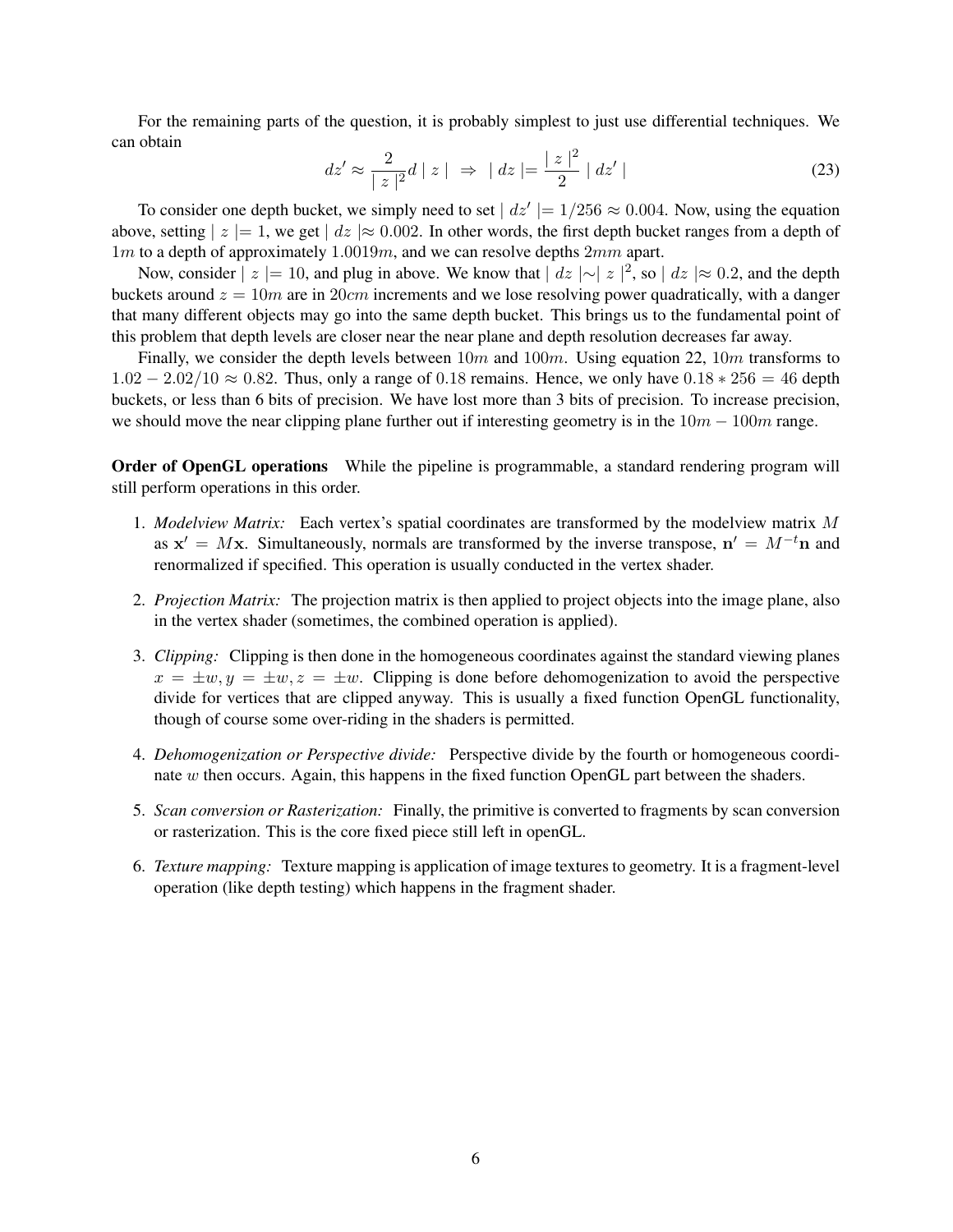For the remaining parts of the question, it is probably simplest to just use differential techniques. We can obtain

$$dz' \approx \frac{2}{\mid z \mid^2} d \mid z \mid \;\Rightarrow\; \mid dz \mid = \frac{\mid z \mid^2}{2} \mid dz' \mid \tag{23}$$

To consider one depth bucket, we simply need to set $\mid dz' \mid = 1/256 \approx 0.004$. Now, using the equation above, setting $\mid z \mid = 1$, we get $\mid dz \mid \approx 0.002$. In other words, the first depth bucket ranges from a depth of $1m$ to a depth of approximately $1.0019m$, and we can resolve depths $2mm$ apart.

Now, consider $\mid z \mid = 10$, and plug in above. We know that $\mid dz \mid \sim \mid z \mid^2$, so $\mid dz \mid \approx 0.2$, and the depth buckets around $z = 10m$ are in $20cm$ increments and we lose resolving power quadratically, with a danger that many different objects may go into the same depth bucket. This brings us to the fundamental point of this problem that depth levels are closer near the near plane and depth resolution decreases far away.

Finally, we consider the depth levels between $10m$ and $100m$. Using equation 22, $10m$ transforms to $1.02 - 2.02/10 \approx 0.82$. Thus, only a range of $0.18$ remains. Hence, we only have $0.18 * 256 = 46$ depth buckets, or less than 6 bits of precision. We have lost more than 3 bits of precision. To increase precision, we should move the near clipping plane further out if interesting geometry is in the $10m - 100m$ range.

**Order of OpenGL operations** While the pipeline is programmable, a standard rendering program will still perform operations in this order.

1. *Modelview Matrix:* Each vertex's spatial coordinates are transformed by the modelview matrix $M$ as $\mathbf{x}' = M\mathbf{x}$. Simultaneously, normals are transformed by the inverse transpose, $\mathbf{n}' = M^{-t}\mathbf{n}$ and renormalized if specified. This operation is usually conducted in the vertex shader.

2. *Projection Matrix:* The projection matrix is then applied to project objects into the image plane, also in the vertex shader (sometimes, the combined operation is applied).

3. *Clipping:* Clipping is then done in the homogeneous coordinates against the standard viewing planes $x = \pm w, y = \pm w, z = \pm w$. Clipping is done before dehomogenization to avoid the perspective divide for vertices that are clipped anyway. This is usually a fixed function OpenGL functionality, though of course some over-riding in the shaders is permitted.

4. *Dehomogenization or Perspective divide:* Perspective divide by the fourth or homogeneous coordinate $w$ then occurs. Again, this happens in the fixed function OpenGL part between the shaders.

5. *Scan conversion or Rasterization:* Finally, the primitive is converted to fragments by scan conversion or rasterization. This is the core fixed piece still left in openGL.

6. *Texture mapping:* Texture mapping is application of image textures to geometry. It is a fragment-level operation (like depth testing) which happens in the fragment shader.